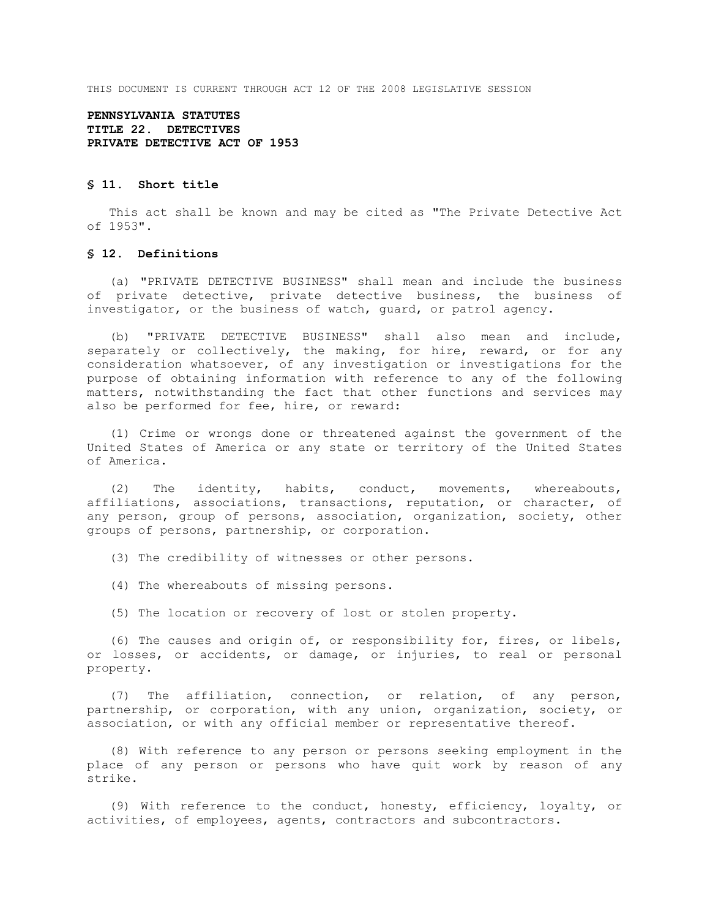THIS DOCUMENT IS CURRENT THROUGH ACT 12 OF THE 2008 LEGISLATIVE SESSION

**PENNSYLVANIA STATUTES**
**TITLE 22. DETECTIVES**
**PRIVATE DETECTIVE ACT OF 1953**

### § 11. Short title

This act shall be known and may be cited as "The Private Detective Act of 1953".

### § 12. Definitions

(a) "PRIVATE DETECTIVE BUSINESS" shall mean and include the business of private detective, private detective business, the business of investigator, or the business of watch, guard, or patrol agency.

(b) "PRIVATE DETECTIVE BUSINESS" shall also mean and include, separately or collectively, the making, for hire, reward, or for any consideration whatsoever, of any investigation or investigations for the purpose of obtaining information with reference to any of the following matters, notwithstanding the fact that other functions and services may also be performed for fee, hire, or reward:

(1) Crime or wrongs done or threatened against the government of the United States of America or any state or territory of the United States of America.

(2) The identity, habits, conduct, movements, whereabouts, affiliations, associations, transactions, reputation, or character, of any person, group of persons, association, organization, society, other groups of persons, partnership, or corporation.

(3) The credibility of witnesses or other persons.

(4) The whereabouts of missing persons.

(5) The location or recovery of lost or stolen property.

(6) The causes and origin of, or responsibility for, fires, or libels, or losses, or accidents, or damage, or injuries, to real or personal property.

(7) The affiliation, connection, or relation, of any person, partnership, or corporation, with any union, organization, society, or association, or with any official member or representative thereof.

(8) With reference to any person or persons seeking employment in the place of any person or persons who have quit work by reason of any strike.

(9) With reference to the conduct, honesty, efficiency, loyalty, or activities, of employees, agents, contractors and subcontractors.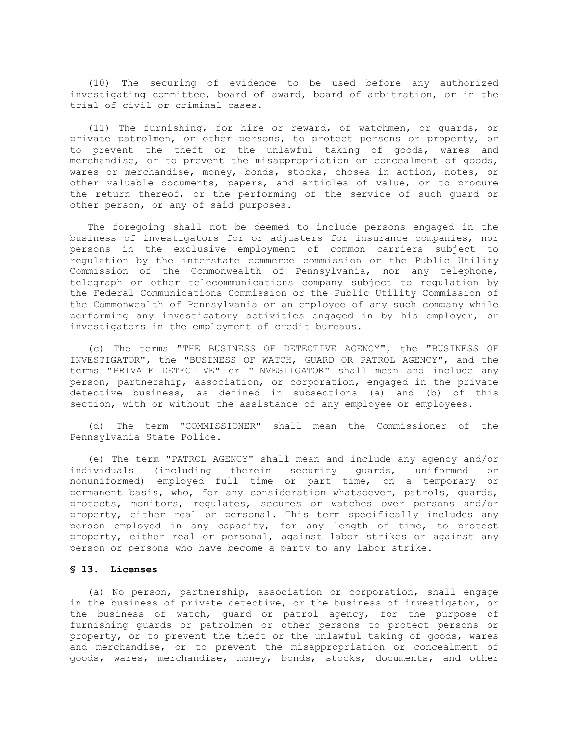(10) The securing of evidence to be used before any authorized investigating committee, board of award, board of arbitration, or in the trial of civil or criminal cases.

(11) The furnishing, for hire or reward, of watchmen, or guards, or private patrolmen, or other persons, to protect persons or property, or to prevent the theft or the unlawful taking of goods, wares and merchandise, or to prevent the misappropriation or concealment of goods, wares or merchandise, money, bonds, stocks, choses in action, notes, or other valuable documents, papers, and articles of value, or to procure the return thereof, or the performing of the service of such guard or other person, or any of said purposes.

The foregoing shall not be deemed to include persons engaged in the business of investigators for or adjusters for insurance companies, nor persons in the exclusive employment of common carriers subject to regulation by the interstate commerce commission or the Public Utility Commission of the Commonwealth of Pennsylvania, nor any telephone, telegraph or other telecommunications company subject to regulation by the Federal Communications Commission or the Public Utility Commission of the Commonwealth of Pennsylvania or an employee of any such company while performing any investigatory activities engaged in by his employer, or investigators in the employment of credit bureaus.

(c) The terms "THE BUSINESS OF DETECTIVE AGENCY", the "BUSINESS OF INVESTIGATOR", the "BUSINESS OF WATCH, GUARD OR PATROL AGENCY", and the terms "PRIVATE DETECTIVE" or "INVESTIGATOR" shall mean and include any person, partnership, association, or corporation, engaged in the private detective business, as defined in subsections (a) and (b) of this section, with or without the assistance of any employee or employees.

(d) The term "COMMISSIONER" shall mean the Commissioner of the Pennsylvania State Police.

(e) The term "PATROL AGENCY" shall mean and include any agency and/or individuals (including therein security guards, uniformed or nonuniformed) employed full time or part time, on a temporary or permanent basis, who, for any consideration whatsoever, patrols, guards, protects, monitors, regulates, secures or watches over persons and/or property, either real or personal. This term specifically includes any person employed in any capacity, for any length of time, to protect property, either real or personal, against labor strikes or against any person or persons who have become a party to any labor strike.

### § 13. Licenses

(a) No person, partnership, association or corporation, shall engage in the business of private detective, or the business of investigator, or the business of watch, guard or patrol agency, for the purpose of furnishing guards or patrolmen or other persons to protect persons or property, or to prevent the theft or the unlawful taking of goods, wares and merchandise, or to prevent the misappropriation or concealment of goods, wares, merchandise, money, bonds, stocks, documents, and other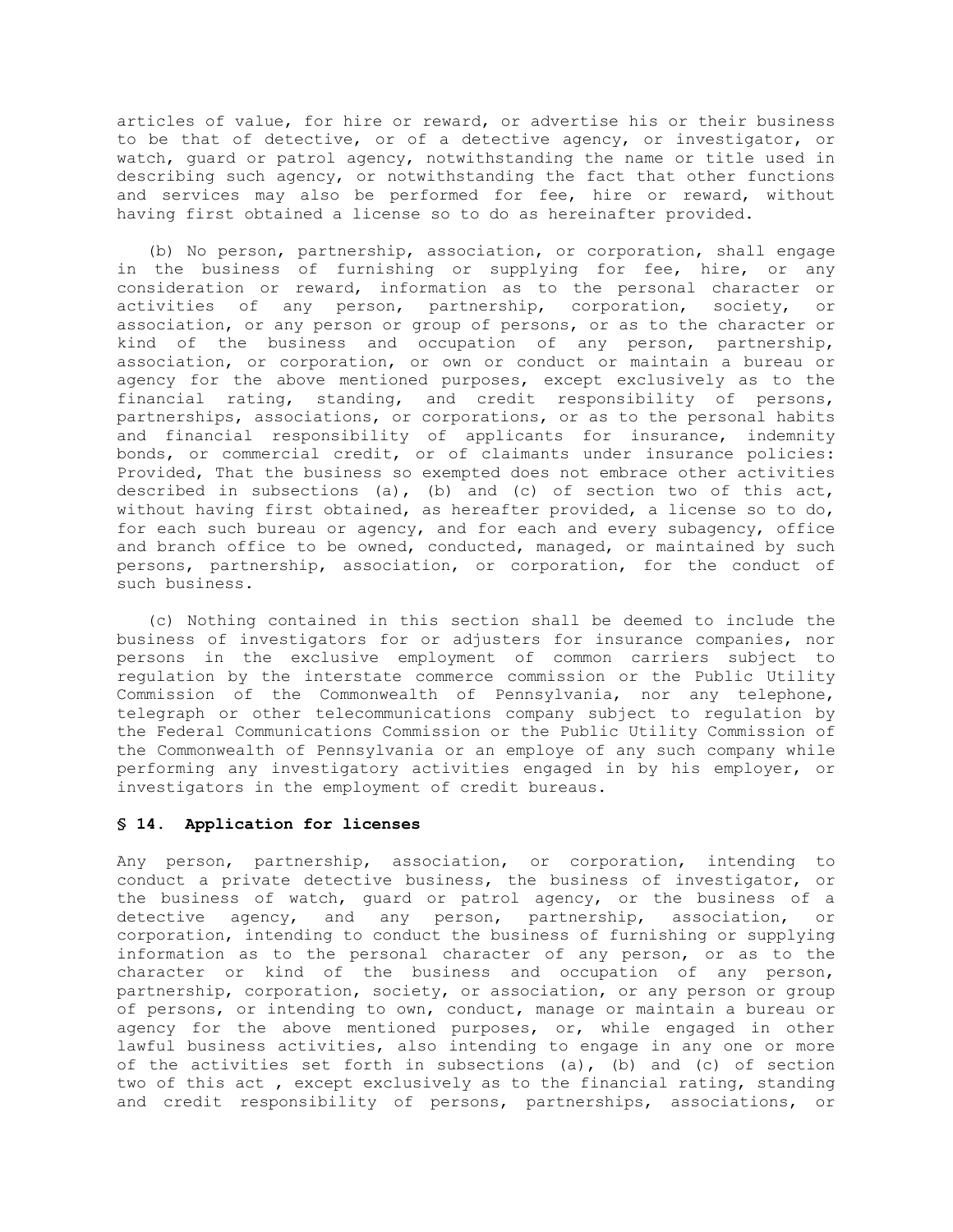articles of value, for hire or reward, or advertise his or their business to be that of detective, or of a detective agency, or investigator, or watch, guard or patrol agency, notwithstanding the name or title used in describing such agency, or notwithstanding the fact that other functions and services may also be performed for fee, hire or reward, without having first obtained a license so to do as hereinafter provided.

(b) No person, partnership, association, or corporation, shall engage in the business of furnishing or supplying for fee, hire, or any consideration or reward, information as to the personal character or activities of any person, partnership, corporation, society, or association, or any person or group of persons, or as to the character or kind of the business and occupation of any person, partnership, association, or corporation, or own or conduct or maintain a bureau or agency for the above mentioned purposes, except exclusively as to the financial rating, standing, and credit responsibility of persons, partnerships, associations, or corporations, or as to the personal habits and financial responsibility of applicants for insurance, indemnity bonds, or commercial credit, or of claimants under insurance policies: Provided, That the business so exempted does not embrace other activities described in subsections (a), (b) and (c) of section two of this act, without having first obtained, as hereafter provided, a license so to do, for each such bureau or agency, and for each and every subagency, office and branch office to be owned, conducted, managed, or maintained by such persons, partnership, association, or corporation, for the conduct of such business.

(c) Nothing contained in this section shall be deemed to include the business of investigators for or adjusters for insurance companies, nor persons in the exclusive employment of common carriers subject to regulation by the interstate commerce commission or the Public Utility Commission of the Commonwealth of Pennsylvania, nor any telephone, telegraph or other telecommunications company subject to regulation by the Federal Communications Commission or the Public Utility Commission of the Commonwealth of Pennsylvania or an employe of any such company while performing any investigatory activities engaged in by his employer, or investigators in the employment of credit bureaus.

### § 14. Application for licenses

Any person, partnership, association, or corporation, intending to conduct a private detective business, the business of investigator, or the business of watch, guard or patrol agency, or the business of a detective agency, and any person, partnership, association, or corporation, intending to conduct the business of furnishing or supplying information as to the personal character of any person, or as to the character or kind of the business and occupation of any person, partnership, corporation, society, or association, or any person or group of persons, or intending to own, conduct, manage or maintain a bureau or agency for the above mentioned purposes, or, while engaged in other lawful business activities, also intending to engage in any one or more of the activities set forth in subsections (a), (b) and (c) of section two of this act , except exclusively as to the financial rating, standing and credit responsibility of persons, partnerships, associations, or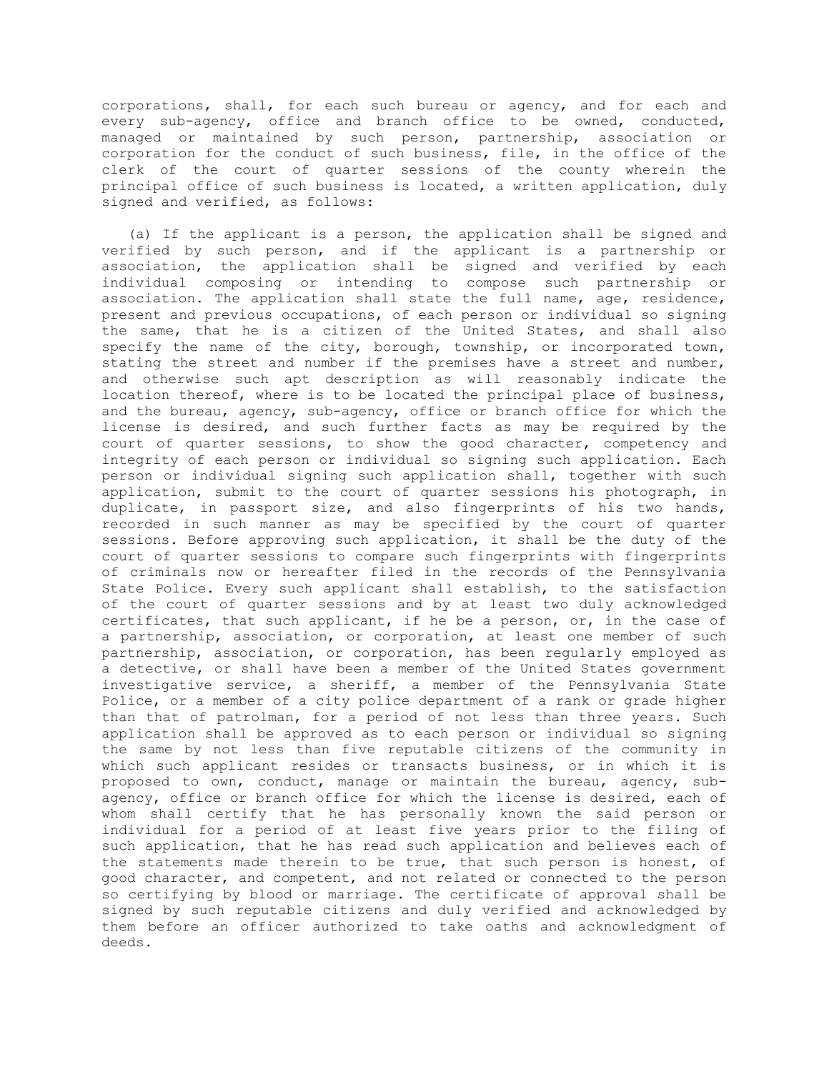corporations, shall, for each such bureau or agency, and for each and every sub-agency, office and branch office to be owned, conducted, managed or maintained by such person, partnership, association or corporation for the conduct of such business, file, in the office of the clerk of the court of quarter sessions of the county wherein the principal office of such business is located, a written application, duly signed and verified, as follows:

(a) If the applicant is a person, the application shall be signed and verified by such person, and if the applicant is a partnership or association, the application shall be signed and verified by each individual composing or intending to compose such partnership or association. The application shall state the full name, age, residence, present and previous occupations, of each person or individual so signing the same, that he is a citizen of the United States, and shall also specify the name of the city, borough, township, or incorporated town, stating the street and number if the premises have a street and number, and otherwise such apt description as will reasonably indicate the location thereof, where is to be located the principal place of business, and the bureau, agency, sub-agency, office or branch office for which the license is desired, and such further facts as may be required by the court of quarter sessions, to show the good character, competency and integrity of each person or individual so signing such application. Each person or individual signing such application shall, together with such application, submit to the court of quarter sessions his photograph, in duplicate, in passport size, and also fingerprints of his two hands, recorded in such manner as may be specified by the court of quarter sessions. Before approving such application, it shall be the duty of the court of quarter sessions to compare such fingerprints with fingerprints of criminals now or hereafter filed in the records of the Pennsylvania State Police. Every such applicant shall establish, to the satisfaction of the court of quarter sessions and by at least two duly acknowledged certificates, that such applicant, if he be a person, or, in the case of a partnership, association, or corporation, at least one member of such partnership, association, or corporation, has been regularly employed as a detective, or shall have been a member of the United States government investigative service, a sheriff, a member of the Pennsylvania State Police, or a member of a city police department of a rank or grade higher than that of patrolman, for a period of not less than three years. Such application shall be approved as to each person or individual so signing the same by not less than five reputable citizens of the community in which such applicant resides or transacts business, or in which it is proposed to own, conduct, manage or maintain the bureau, agency, sub-agency, office or branch office for which the license is desired, each of whom shall certify that he has personally known the said person or individual for a period of at least five years prior to the filing of such application, that he has read such application and believes each of the statements made therein to be true, that such person is honest, of good character, and competent, and not related or connected to the person so certifying by blood or marriage. The certificate of approval shall be signed by such reputable citizens and duly verified and acknowledged by them before an officer authorized to take oaths and acknowledgment of deeds.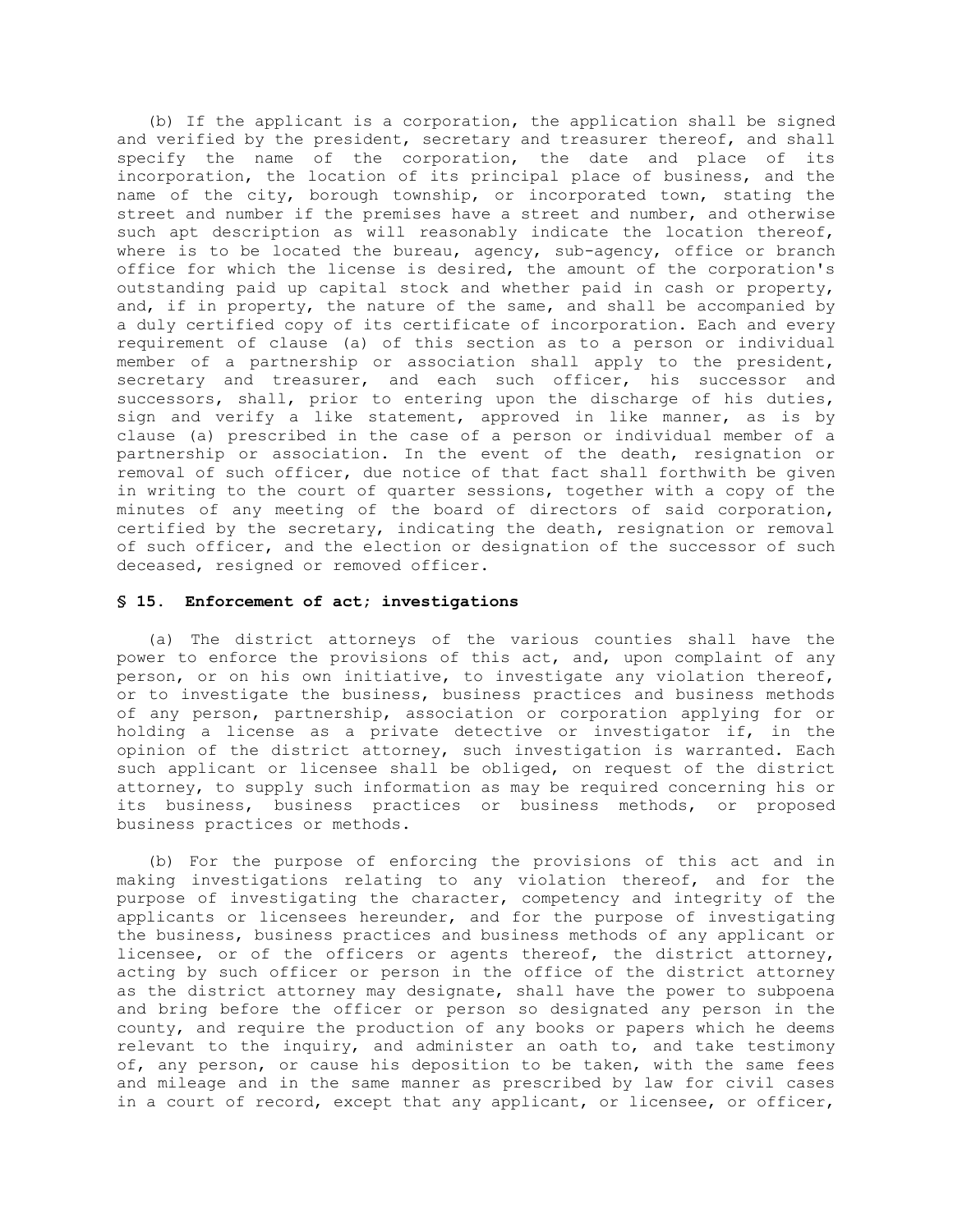(b) If the applicant is a corporation, the application shall be signed and verified by the president, secretary and treasurer thereof, and shall specify the name of the corporation, the date and place of its incorporation, the location of its principal place of business, and the name of the city, borough township, or incorporated town, stating the street and number if the premises have a street and number, and otherwise such apt description as will reasonably indicate the location thereof, where is to be located the bureau, agency, sub-agency, office or branch office for which the license is desired, the amount of the corporation's outstanding paid up capital stock and whether paid in cash or property, and, if in property, the nature of the same, and shall be accompanied by a duly certified copy of its certificate of incorporation. Each and every requirement of clause (a) of this section as to a person or individual member of a partnership or association shall apply to the president, secretary and treasurer, and each such officer, his successor and successors, shall, prior to entering upon the discharge of his duties, sign and verify a like statement, approved in like manner, as is by clause (a) prescribed in the case of a person or individual member of a partnership or association. In the event of the death, resignation or removal of such officer, due notice of that fact shall forthwith be given in writing to the court of quarter sessions, together with a copy of the minutes of any meeting of the board of directors of said corporation, certified by the secretary, indicating the death, resignation or removal of such officer, and the election or designation of the successor of such deceased, resigned or removed officer.

### § 15. Enforcement of act; investigations

(a) The district attorneys of the various counties shall have the power to enforce the provisions of this act, and, upon complaint of any person, or on his own initiative, to investigate any violation thereof, or to investigate the business, business practices and business methods of any person, partnership, association or corporation applying for or holding a license as a private detective or investigator if, in the opinion of the district attorney, such investigation is warranted. Each such applicant or licensee shall be obliged, on request of the district attorney, to supply such information as may be required concerning his or its business, business practices or business methods, or proposed business practices or methods.

(b) For the purpose of enforcing the provisions of this act and in making investigations relating to any violation thereof, and for the purpose of investigating the character, competency and integrity of the applicants or licensees hereunder, and for the purpose of investigating the business, business practices and business methods of any applicant or licensee, or of the officers or agents thereof, the district attorney, acting by such officer or person in the office of the district attorney as the district attorney may designate, shall have the power to subpoena and bring before the officer or person so designated any person in the county, and require the production of any books or papers which he deems relevant to the inquiry, and administer an oath to, and take testimony of, any person, or cause his deposition to be taken, with the same fees and mileage and in the same manner as prescribed by law for civil cases in a court of record, except that any applicant, or licensee, or officer,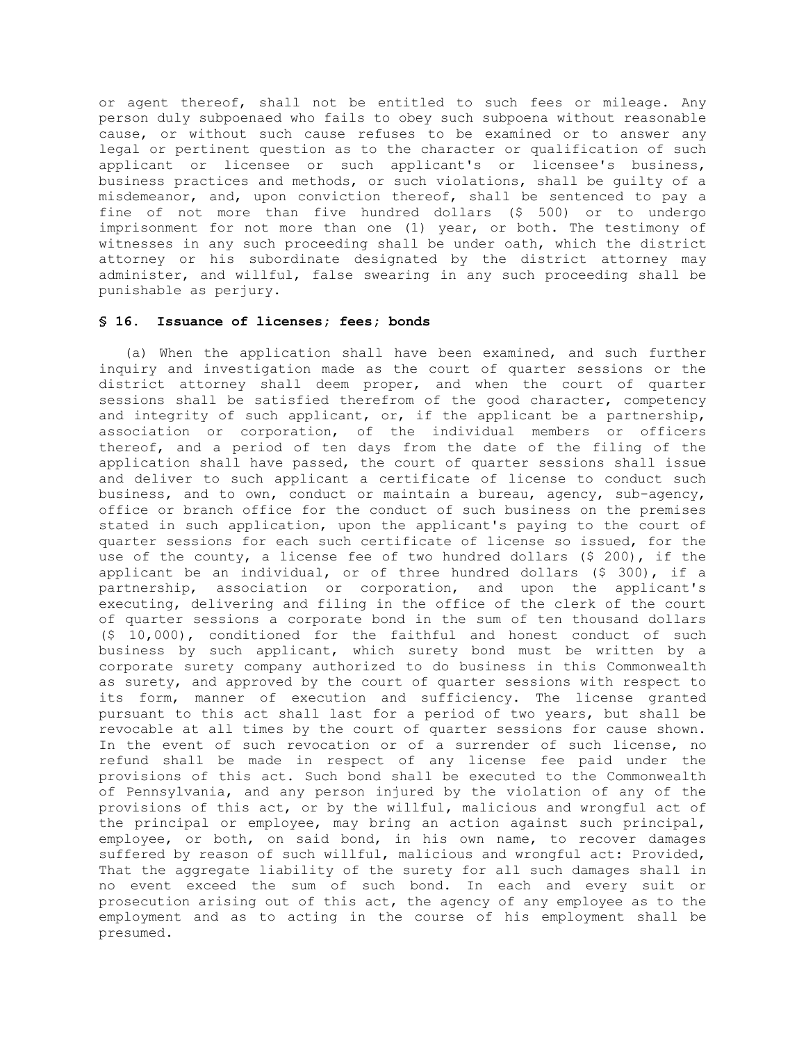or agent thereof, shall not be entitled to such fees or mileage. Any person duly subpoenaed who fails to obey such subpoena without reasonable cause, or without such cause refuses to be examined or to answer any legal or pertinent question as to the character or qualification of such applicant or licensee or such applicant's or licensee's business, business practices and methods, or such violations, shall be guilty of a misdemeanor, and, upon conviction thereof, shall be sentenced to pay a fine of not more than five hundred dollars ($ 500) or to undergo imprisonment for not more than one (1) year, or both. The testimony of witnesses in any such proceeding shall be under oath, which the district attorney or his subordinate designated by the district attorney may administer, and willful, false swearing in any such proceeding shall be punishable as perjury.

### § 16. Issuance of licenses; fees; bonds

(a) When the application shall have been examined, and such further inquiry and investigation made as the court of quarter sessions or the district attorney shall deem proper, and when the court of quarter sessions shall be satisfied therefrom of the good character, competency and integrity of such applicant, or, if the applicant be a partnership, association or corporation, of the individual members or officers thereof, and a period of ten days from the date of the filing of the application shall have passed, the court of quarter sessions shall issue and deliver to such applicant a certificate of license to conduct such business, and to own, conduct or maintain a bureau, agency, sub-agency, office or branch office for the conduct of such business on the premises stated in such application, upon the applicant's paying to the court of quarter sessions for each such certificate of license so issued, for the use of the county, a license fee of two hundred dollars ($ 200), if the applicant be an individual, or of three hundred dollars ($ 300), if a partnership, association or corporation, and upon the applicant's executing, delivering and filing in the office of the clerk of the court of quarter sessions a corporate bond in the sum of ten thousand dollars ($ 10,000), conditioned for the faithful and honest conduct of such business by such applicant, which surety bond must be written by a corporate surety company authorized to do business in this Commonwealth as surety, and approved by the court of quarter sessions with respect to its form, manner of execution and sufficiency. The license granted pursuant to this act shall last for a period of two years, but shall be revocable at all times by the court of quarter sessions for cause shown. In the event of such revocation or of a surrender of such license, no refund shall be made in respect of any license fee paid under the provisions of this act. Such bond shall be executed to the Commonwealth of Pennsylvania, and any person injured by the violation of any of the provisions of this act, or by the willful, malicious and wrongful act of the principal or employee, may bring an action against such principal, employee, or both, on said bond, in his own name, to recover damages suffered by reason of such willful, malicious and wrongful act: Provided, That the aggregate liability of the surety for all such damages shall in no event exceed the sum of such bond. In each and every suit or prosecution arising out of this act, the agency of any employee as to the employment and as to acting in the course of his employment shall be presumed.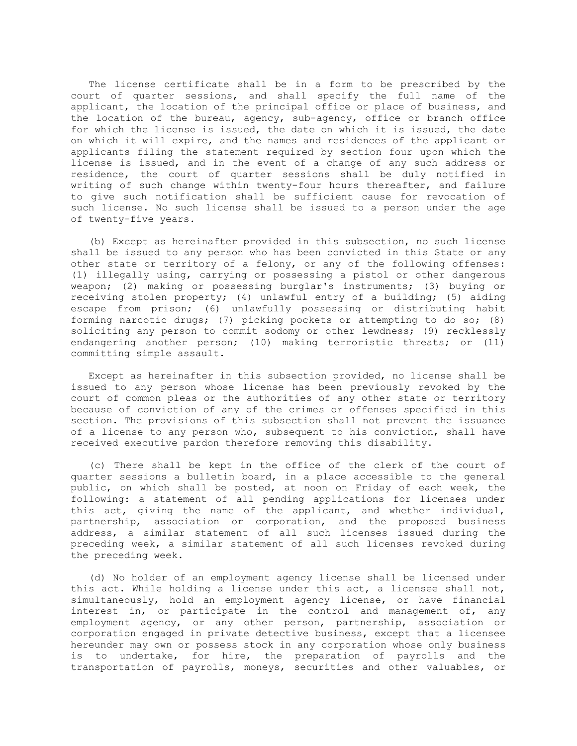The license certificate shall be in a form to be prescribed by the court of quarter sessions, and shall specify the full name of the applicant, the location of the principal office or place of business, and the location of the bureau, agency, sub-agency, office or branch office for which the license is issued, the date on which it is issued, the date on which it will expire, and the names and residences of the applicant or applicants filing the statement required by section four upon which the license is issued, and in the event of a change of any such address or residence, the court of quarter sessions shall be duly notified in writing of such change within twenty-four hours thereafter, and failure to give such notification shall be sufficient cause for revocation of such license. No such license shall be issued to a person under the age of twenty-five years.

(b) Except as hereinafter provided in this subsection, no such license shall be issued to any person who has been convicted in this State or any other state or territory of a felony, or any of the following offenses: (1) illegally using, carrying or possessing a pistol or other dangerous weapon; (2) making or possessing burglar's instruments; (3) buying or receiving stolen property; (4) unlawful entry of a building; (5) aiding escape from prison; (6) unlawfully possessing or distributing habit forming narcotic drugs; (7) picking pockets or attempting to do so; (8) soliciting any person to commit sodomy or other lewdness; (9) recklessly endangering another person; (10) making terroristic threats; or (11) committing simple assault.

Except as hereinafter in this subsection provided, no license shall be issued to any person whose license has been previously revoked by the court of common pleas or the authorities of any other state or territory because of conviction of any of the crimes or offenses specified in this section. The provisions of this subsection shall not prevent the issuance of a license to any person who, subsequent to his conviction, shall have received executive pardon therefore removing this disability.

(c) There shall be kept in the office of the clerk of the court of quarter sessions a bulletin board, in a place accessible to the general public, on which shall be posted, at noon on Friday of each week, the following: a statement of all pending applications for licenses under this act, giving the name of the applicant, and whether individual, partnership, association or corporation, and the proposed business address, a similar statement of all such licenses issued during the preceding week, a similar statement of all such licenses revoked during the preceding week.

(d) No holder of an employment agency license shall be licensed under this act. While holding a license under this act, a licensee shall not, simultaneously, hold an employment agency license, or have financial interest in, or participate in the control and management of, any employment agency, or any other person, partnership, association or corporation engaged in private detective business, except that a licensee hereunder may own or possess stock in any corporation whose only business is to undertake, for hire, the preparation of payrolls and the transportation of payrolls, moneys, securities and other valuables, or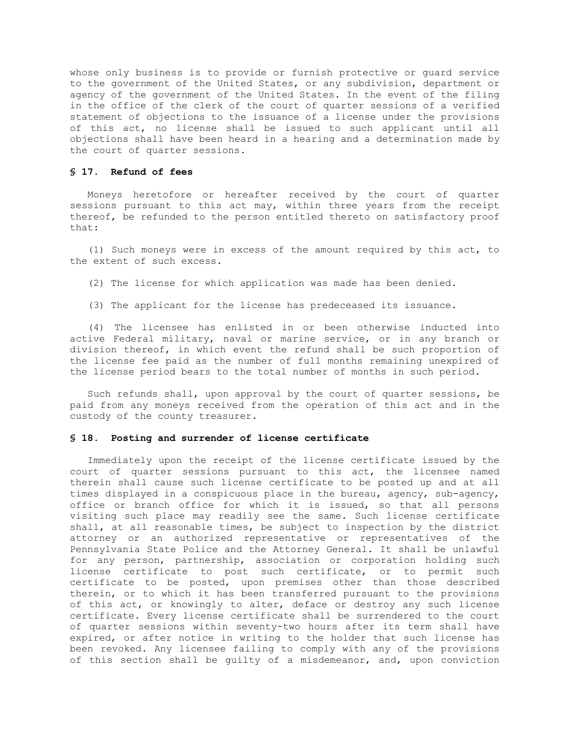whose only business is to provide or furnish protective or guard service to the government of the United States, or any subdivision, department or agency of the government of the United States. In the event of the filing in the office of the clerk of the court of quarter sessions of a verified statement of objections to the issuance of a license under the provisions of this act, no license shall be issued to such applicant until all objections shall have been heard in a hearing and a determination made by the court of quarter sessions.

### § 17. Refund of fees

Moneys heretofore or hereafter received by the court of quarter sessions pursuant to this act may, within three years from the receipt thereof, be refunded to the person entitled thereto on satisfactory proof that:

(1) Such moneys were in excess of the amount required by this act, to the extent of such excess.

(2) The license for which application was made has been denied.

(3) The applicant for the license has predeceased its issuance.

(4) The licensee has enlisted in or been otherwise inducted into active Federal military, naval or marine service, or in any branch or division thereof, in which event the refund shall be such proportion of the license fee paid as the number of full months remaining unexpired of the license period bears to the total number of months in such period.

Such refunds shall, upon approval by the court of quarter sessions, be paid from any moneys received from the operation of this act and in the custody of the county treasurer.

### § 18. Posting and surrender of license certificate

Immediately upon the receipt of the license certificate issued by the court of quarter sessions pursuant to this act, the licensee named therein shall cause such license certificate to be posted up and at all times displayed in a conspicuous place in the bureau, agency, sub-agency, office or branch office for which it is issued, so that all persons visiting such place may readily see the same. Such license certificate shall, at all reasonable times, be subject to inspection by the district attorney or an authorized representative or representatives of the Pennsylvania State Police and the Attorney General. It shall be unlawful for any person, partnership, association or corporation holding such license certificate to post such certificate, or to permit such certificate to be posted, upon premises other than those described therein, or to which it has been transferred pursuant to the provisions of this act, or knowingly to alter, deface or destroy any such license certificate. Every license certificate shall be surrendered to the court of quarter sessions within seventy-two hours after its term shall have expired, or after notice in writing to the holder that such license has been revoked. Any licensee failing to comply with any of the provisions of this section shall be guilty of a misdemeanor, and, upon conviction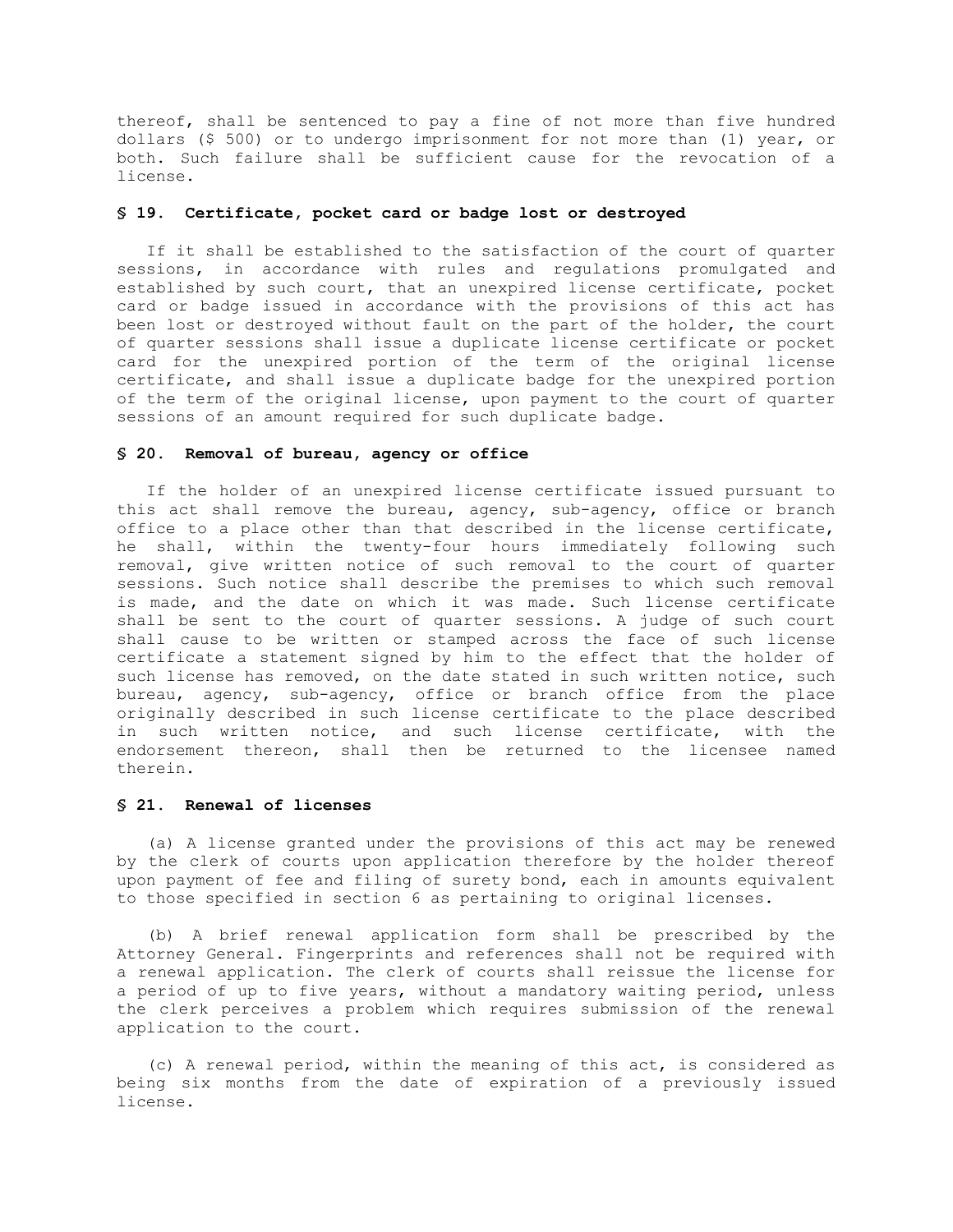thereof, shall be sentenced to pay a fine of not more than five hundred dollars ($ 500) or to undergo imprisonment for not more than (1) year, or both. Such failure shall be sufficient cause for the revocation of a license.

### § 19. Certificate, pocket card or badge lost or destroyed

If it shall be established to the satisfaction of the court of quarter sessions, in accordance with rules and regulations promulgated and established by such court, that an unexpired license certificate, pocket card or badge issued in accordance with the provisions of this act has been lost or destroyed without fault on the part of the holder, the court of quarter sessions shall issue a duplicate license certificate or pocket card for the unexpired portion of the term of the original license certificate, and shall issue a duplicate badge for the unexpired portion of the term of the original license, upon payment to the court of quarter sessions of an amount required for such duplicate badge.

### § 20. Removal of bureau, agency or office

If the holder of an unexpired license certificate issued pursuant to this act shall remove the bureau, agency, sub-agency, office or branch office to a place other than that described in the license certificate, he shall, within the twenty-four hours immediately following such removal, give written notice of such removal to the court of quarter sessions. Such notice shall describe the premises to which such removal is made, and the date on which it was made. Such license certificate shall be sent to the court of quarter sessions. A judge of such court shall cause to be written or stamped across the face of such license certificate a statement signed by him to the effect that the holder of such license has removed, on the date stated in such written notice, such bureau, agency, sub-agency, office or branch office from the place originally described in such license certificate to the place described in such written notice, and such license certificate, with the endorsement thereon, shall then be returned to the licensee named therein.

### § 21. Renewal of licenses

(a) A license granted under the provisions of this act may be renewed by the clerk of courts upon application therefore by the holder thereof upon payment of fee and filing of surety bond, each in amounts equivalent to those specified in section 6 as pertaining to original licenses.

(b) A brief renewal application form shall be prescribed by the Attorney General. Fingerprints and references shall not be required with a renewal application. The clerk of courts shall reissue the license for a period of up to five years, without a mandatory waiting period, unless the clerk perceives a problem which requires submission of the renewal application to the court.

(c) A renewal period, within the meaning of this act, is considered as being six months from the date of expiration of a previously issued license.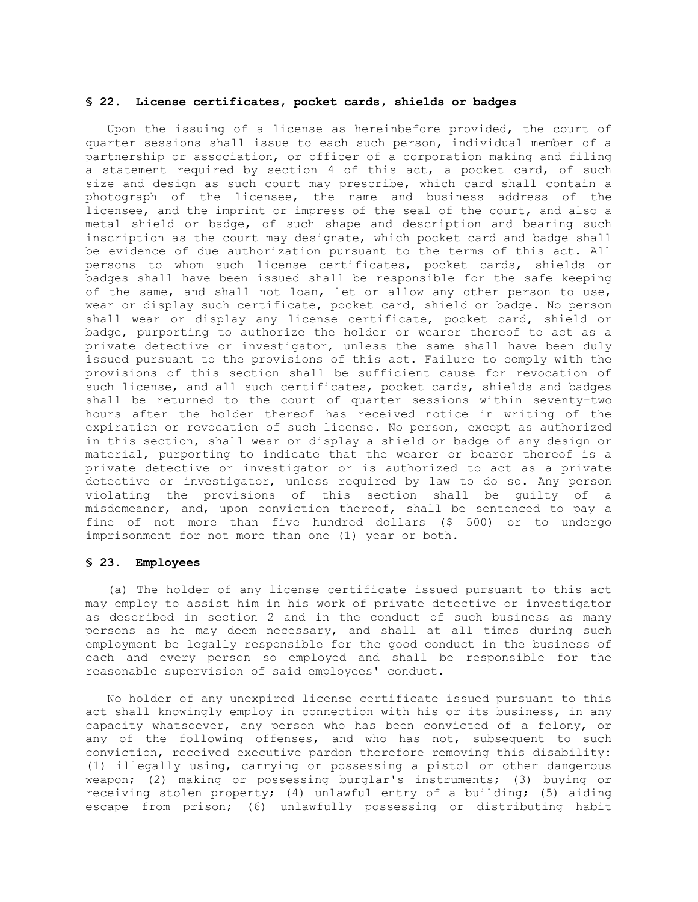### § 22. License certificates, pocket cards, shields or badges

Upon the issuing of a license as hereinbefore provided, the court of quarter sessions shall issue to each such person, individual member of a partnership or association, or officer of a corporation making and filing a statement required by section 4 of this act, a pocket card, of such size and design as such court may prescribe, which card shall contain a photograph of the licensee, the name and business address of the licensee, and the imprint or impress of the seal of the court, and also a metal shield or badge, of such shape and description and bearing such inscription as the court may designate, which pocket card and badge shall be evidence of due authorization pursuant to the terms of this act. All persons to whom such license certificates, pocket cards, shields or badges shall have been issued shall be responsible for the safe keeping of the same, and shall not loan, let or allow any other person to use, wear or display such certificate, pocket card, shield or badge. No person shall wear or display any license certificate, pocket card, shield or badge, purporting to authorize the holder or wearer thereof to act as a private detective or investigator, unless the same shall have been duly issued pursuant to the provisions of this act. Failure to comply with the provisions of this section shall be sufficient cause for revocation of such license, and all such certificates, pocket cards, shields and badges shall be returned to the court of quarter sessions within seventy-two hours after the holder thereof has received notice in writing of the expiration or revocation of such license. No person, except as authorized in this section, shall wear or display a shield or badge of any design or material, purporting to indicate that the wearer or bearer thereof is a private detective or investigator or is authorized to act as a private detective or investigator, unless required by law to do so. Any person violating the provisions of this section shall be guilty of a misdemeanor, and, upon conviction thereof, shall be sentenced to pay a fine of not more than five hundred dollars ($ 500) or to undergo imprisonment for not more than one (1) year or both.

### § 23. Employees

(a) The holder of any license certificate issued pursuant to this act may employ to assist him in his work of private detective or investigator as described in section 2 and in the conduct of such business as many persons as he may deem necessary, and shall at all times during such employment be legally responsible for the good conduct in the business of each and every person so employed and shall be responsible for the reasonable supervision of said employees' conduct.

No holder of any unexpired license certificate issued pursuant to this act shall knowingly employ in connection with his or its business, in any capacity whatsoever, any person who has been convicted of a felony, or any of the following offenses, and who has not, subsequent to such conviction, received executive pardon therefore removing this disability: (1) illegally using, carrying or possessing a pistol or other dangerous weapon; (2) making or possessing burglar's instruments; (3) buying or receiving stolen property; (4) unlawful entry of a building; (5) aiding escape from prison; (6) unlawfully possessing or distributing habit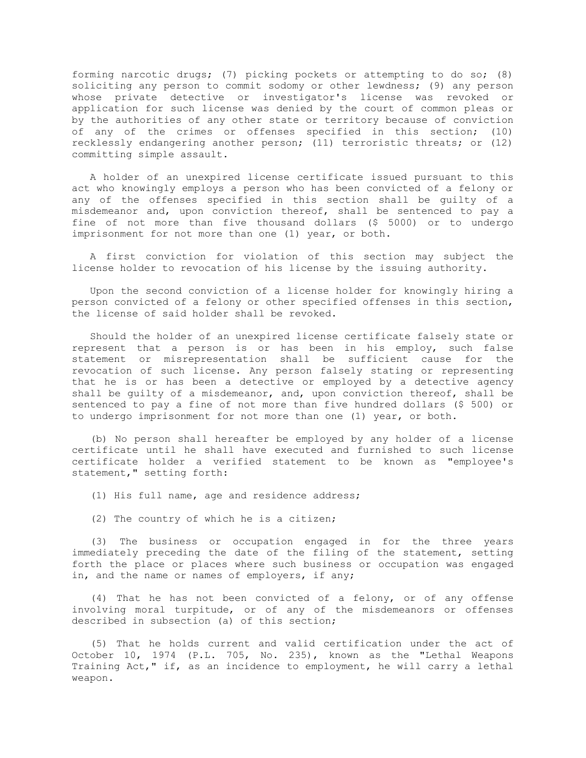forming narcotic drugs; (7) picking pockets or attempting to do so; (8) soliciting any person to commit sodomy or other lewdness; (9) any person whose private detective or investigator's license was revoked or application for such license was denied by the court of common pleas or by the authorities of any other state or territory because of conviction of any of the crimes or offenses specified in this section; (10) recklessly endangering another person; (11) terroristic threats; or (12) committing simple assault.

A holder of an unexpired license certificate issued pursuant to this act who knowingly employs a person who has been convicted of a felony or any of the offenses specified in this section shall be guilty of a misdemeanor and, upon conviction thereof, shall be sentenced to pay a fine of not more than five thousand dollars ($ 5000) or to undergo imprisonment for not more than one (1) year, or both.

A first conviction for violation of this section may subject the license holder to revocation of his license by the issuing authority.

Upon the second conviction of a license holder for knowingly hiring a person convicted of a felony or other specified offenses in this section, the license of said holder shall be revoked.

Should the holder of an unexpired license certificate falsely state or represent that a person is or has been in his employ, such false statement or misrepresentation shall be sufficient cause for the revocation of such license. Any person falsely stating or representing that he is or has been a detective or employed by a detective agency shall be guilty of a misdemeanor, and, upon conviction thereof, shall be sentenced to pay a fine of not more than five hundred dollars ($ 500) or to undergo imprisonment for not more than one (1) year, or both.

(b) No person shall hereafter be employed by any holder of a license certificate until he shall have executed and furnished to such license certificate holder a verified statement to be known as "employee's statement," setting forth:

(1) His full name, age and residence address;

(2) The country of which he is a citizen;

(3) The business or occupation engaged in for the three years immediately preceding the date of the filing of the statement, setting forth the place or places where such business or occupation was engaged in, and the name or names of employers, if any;

(4) That he has not been convicted of a felony, or of any offense involving moral turpitude, or of any of the misdemeanors or offenses described in subsection (a) of this section;

(5) That he holds current and valid certification under the act of October 10, 1974 (P.L. 705, No. 235), known as the "Lethal Weapons Training Act," if, as an incidence to employment, he will carry a lethal weapon.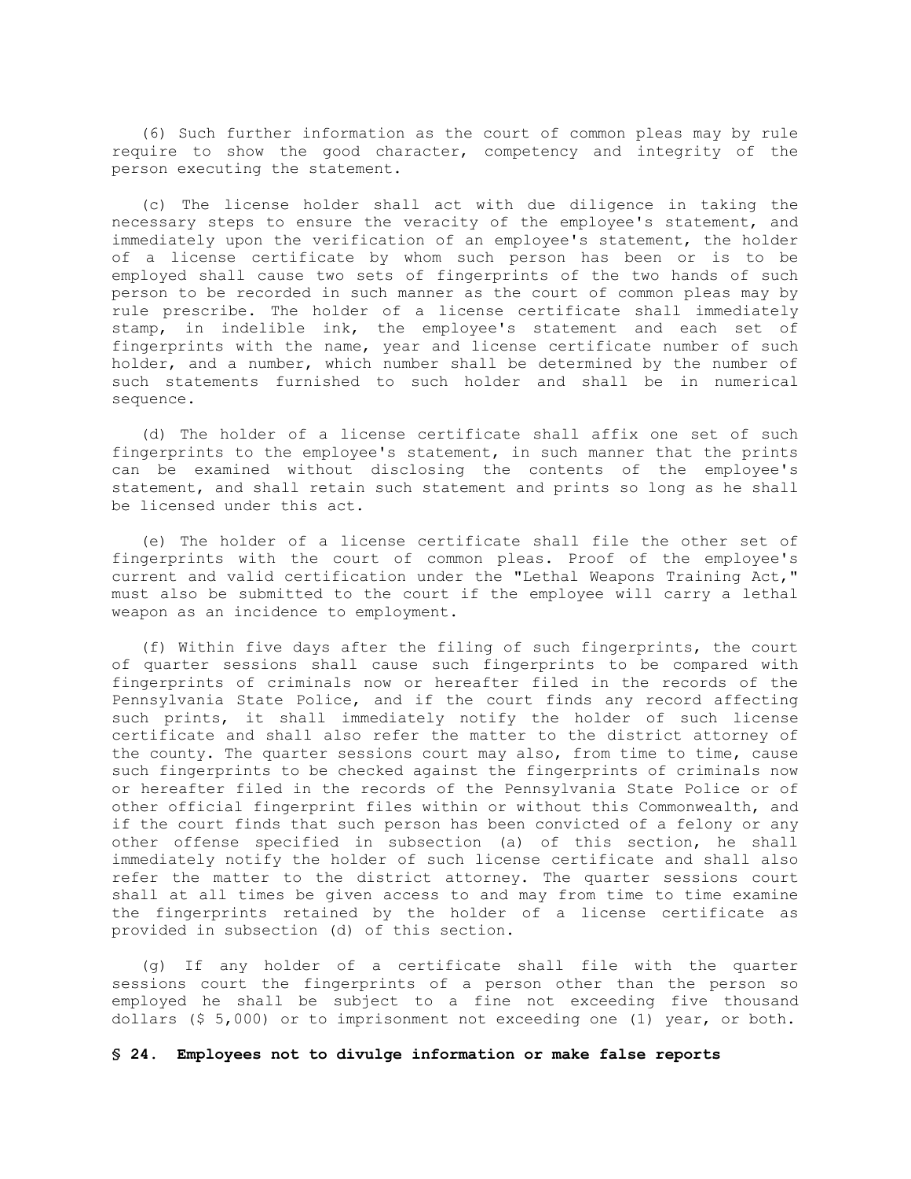(6) Such further information as the court of common pleas may by rule require to show the good character, competency and integrity of the person executing the statement.

(c) The license holder shall act with due diligence in taking the necessary steps to ensure the veracity of the employee's statement, and immediately upon the verification of an employee's statement, the holder of a license certificate by whom such person has been or is to be employed shall cause two sets of fingerprints of the two hands of such person to be recorded in such manner as the court of common pleas may by rule prescribe. The holder of a license certificate shall immediately stamp, in indelible ink, the employee's statement and each set of fingerprints with the name, year and license certificate number of such holder, and a number, which number shall be determined by the number of such statements furnished to such holder and shall be in numerical sequence.

(d) The holder of a license certificate shall affix one set of such fingerprints to the employee's statement, in such manner that the prints can be examined without disclosing the contents of the employee's statement, and shall retain such statement and prints so long as he shall be licensed under this act.

(e) The holder of a license certificate shall file the other set of fingerprints with the court of common pleas. Proof of the employee's current and valid certification under the "Lethal Weapons Training Act," must also be submitted to the court if the employee will carry a lethal weapon as an incidence to employment.

(f) Within five days after the filing of such fingerprints, the court of quarter sessions shall cause such fingerprints to be compared with fingerprints of criminals now or hereafter filed in the records of the Pennsylvania State Police, and if the court finds any record affecting such prints, it shall immediately notify the holder of such license certificate and shall also refer the matter to the district attorney of the county. The quarter sessions court may also, from time to time, cause such fingerprints to be checked against the fingerprints of criminals now or hereafter filed in the records of the Pennsylvania State Police or of other official fingerprint files within or without this Commonwealth, and if the court finds that such person has been convicted of a felony or any other offense specified in subsection (a) of this section, he shall immediately notify the holder of such license certificate and shall also refer the matter to the district attorney. The quarter sessions court shall at all times be given access to and may from time to time examine the fingerprints retained by the holder of a license certificate as provided in subsection (d) of this section.

(g) If any holder of a certificate shall file with the quarter sessions court the fingerprints of a person other than the person so employed he shall be subject to a fine not exceeding five thousand dollars ($ 5,000) or to imprisonment not exceeding one (1) year, or both.

**§ 24. Employees not to divulge information or make false reports**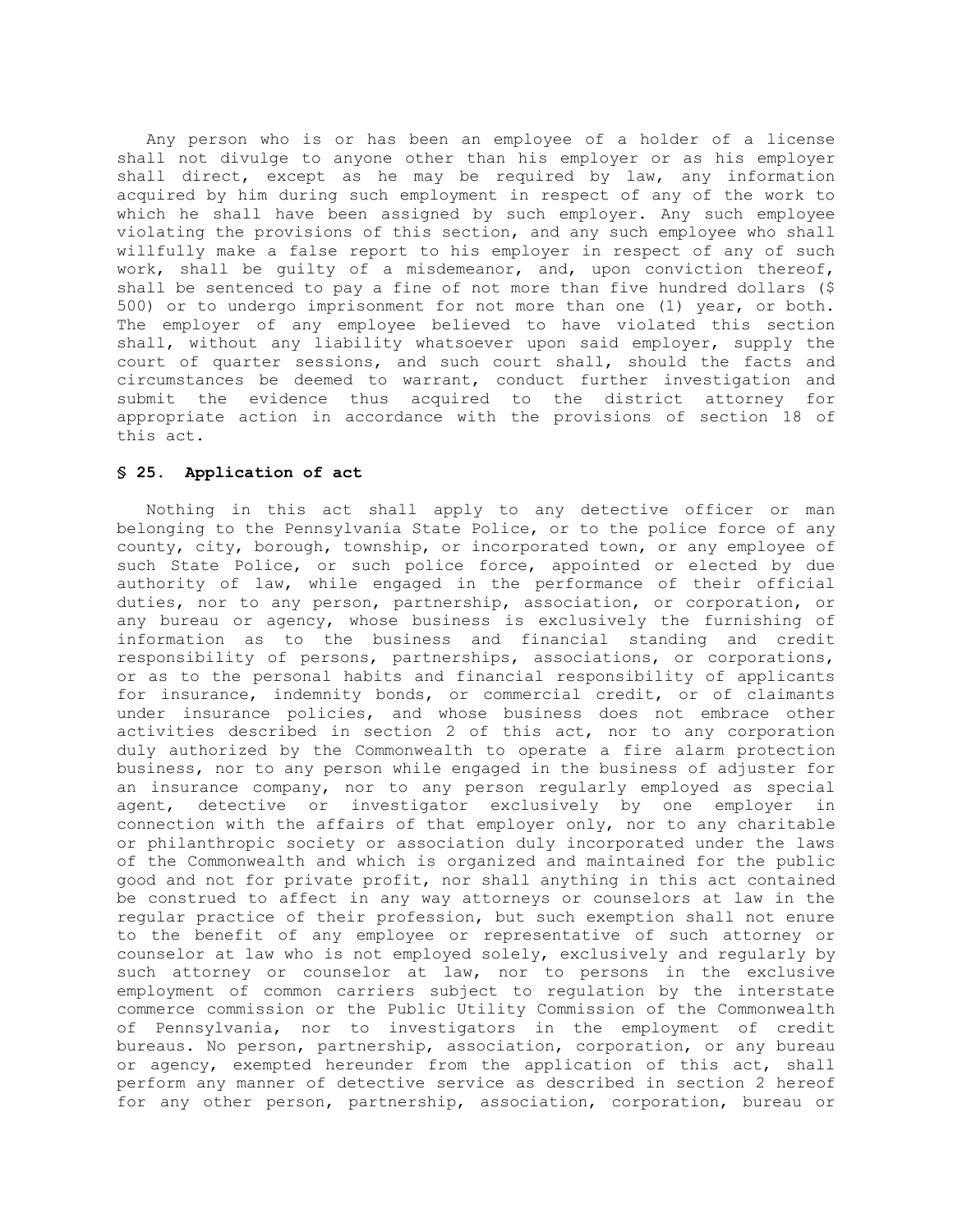Any person who is or has been an employee of a holder of a license shall not divulge to anyone other than his employer or as his employer shall direct, except as he may be required by law, any information acquired by him during such employment in respect of any of the work to which he shall have been assigned by such employer. Any such employee violating the provisions of this section, and any such employee who shall willfully make a false report to his employer in respect of any of such work, shall be guilty of a misdemeanor, and, upon conviction thereof, shall be sentenced to pay a fine of not more than five hundred dollars ($ 500) or to undergo imprisonment for not more than one (1) year, or both. The employer of any employee believed to have violated this section shall, without any liability whatsoever upon said employer, supply the court of quarter sessions, and such court shall, should the facts and circumstances be deemed to warrant, conduct further investigation and submit the evidence thus acquired to the district attorney for appropriate action in accordance with the provisions of section 18 of this act.

### § 25. Application of act

Nothing in this act shall apply to any detective officer or man belonging to the Pennsylvania State Police, or to the police force of any county, city, borough, township, or incorporated town, or any employee of such State Police, or such police force, appointed or elected by due authority of law, while engaged in the performance of their official duties, nor to any person, partnership, association, or corporation, or any bureau or agency, whose business is exclusively the furnishing of information as to the business and financial standing and credit responsibility of persons, partnerships, associations, or corporations, or as to the personal habits and financial responsibility of applicants for insurance, indemnity bonds, or commercial credit, or of claimants under insurance policies, and whose business does not embrace other activities described in section 2 of this act, nor to any corporation duly authorized by the Commonwealth to operate a fire alarm protection business, nor to any person while engaged in the business of adjuster for an insurance company, nor to any person regularly employed as special agent, detective or investigator exclusively by one employer in connection with the affairs of that employer only, nor to any charitable or philanthropic society or association duly incorporated under the laws of the Commonwealth and which is organized and maintained for the public good and not for private profit, nor shall anything in this act contained be construed to affect in any way attorneys or counselors at law in the regular practice of their profession, but such exemption shall not enure to the benefit of any employee or representative of such attorney or counselor at law who is not employed solely, exclusively and regularly by such attorney or counselor at law, nor to persons in the exclusive employment of common carriers subject to regulation by the interstate commerce commission or the Public Utility Commission of the Commonwealth of Pennsylvania, nor to investigators in the employment of credit bureaus. No person, partnership, association, corporation, or any bureau or agency, exempted hereunder from the application of this act, shall perform any manner of detective service as described in section 2 hereof for any other person, partnership, association, corporation, bureau or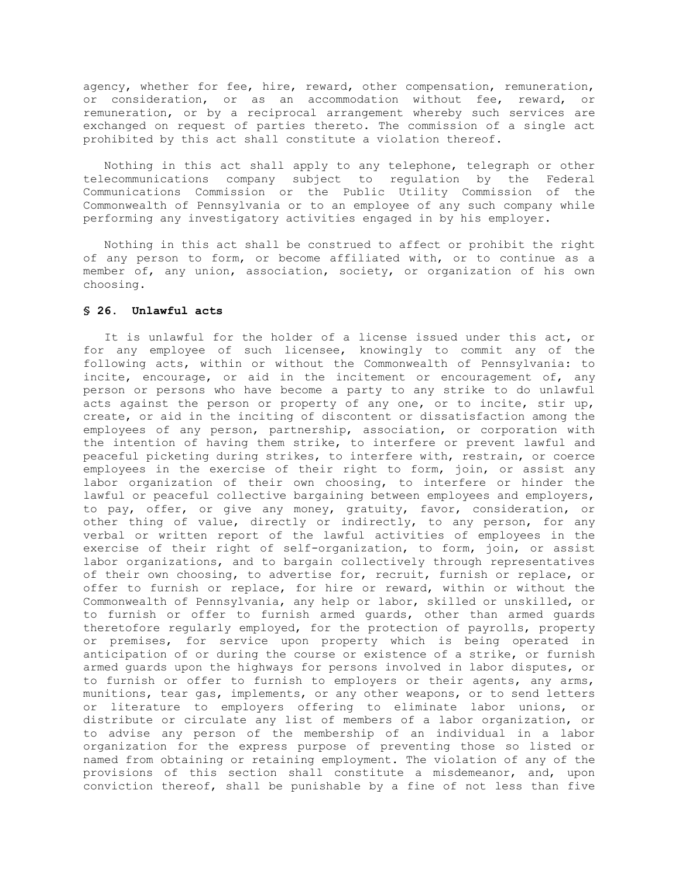agency, whether for fee, hire, reward, other compensation, remuneration, or consideration, or as an accommodation without fee, reward, or remuneration, or by a reciprocal arrangement whereby such services are exchanged on request of parties thereto. The commission of a single act prohibited by this act shall constitute a violation thereof.

Nothing in this act shall apply to any telephone, telegraph or other telecommunications company subject to regulation by the Federal Communications Commission or the Public Utility Commission of the Commonwealth of Pennsylvania or to an employee of any such company while performing any investigatory activities engaged in by his employer.

Nothing in this act shall be construed to affect or prohibit the right of any person to form, or become affiliated with, or to continue as a member of, any union, association, society, or organization of his own choosing.

### § 26. Unlawful acts

It is unlawful for the holder of a license issued under this act, or for any employee of such licensee, knowingly to commit any of the following acts, within or without the Commonwealth of Pennsylvania: to incite, encourage, or aid in the incitement or encouragement of, any person or persons who have become a party to any strike to do unlawful acts against the person or property of any one, or to incite, stir up, create, or aid in the inciting of discontent or dissatisfaction among the employees of any person, partnership, association, or corporation with the intention of having them strike, to interfere or prevent lawful and peaceful picketing during strikes, to interfere with, restrain, or coerce employees in the exercise of their right to form, join, or assist any labor organization of their own choosing, to interfere or hinder the lawful or peaceful collective bargaining between employees and employers, to pay, offer, or give any money, gratuity, favor, consideration, or other thing of value, directly or indirectly, to any person, for any verbal or written report of the lawful activities of employees in the exercise of their right of self-organization, to form, join, or assist labor organizations, and to bargain collectively through representatives of their own choosing, to advertise for, recruit, furnish or replace, or offer to furnish or replace, for hire or reward, within or without the Commonwealth of Pennsylvania, any help or labor, skilled or unskilled, or to furnish or offer to furnish armed guards, other than armed guards theretofore regularly employed, for the protection of payrolls, property or premises, for service upon property which is being operated in anticipation of or during the course or existence of a strike, or furnish armed guards upon the highways for persons involved in labor disputes, or to furnish or offer to furnish to employers or their agents, any arms, munitions, tear gas, implements, or any other weapons, or to send letters or literature to employers offering to eliminate labor unions, or distribute or circulate any list of members of a labor organization, or to advise any person of the membership of an individual in a labor organization for the express purpose of preventing those so listed or named from obtaining or retaining employment. The violation of any of the provisions of this section shall constitute a misdemeanor, and, upon conviction thereof, shall be punishable by a fine of not less than five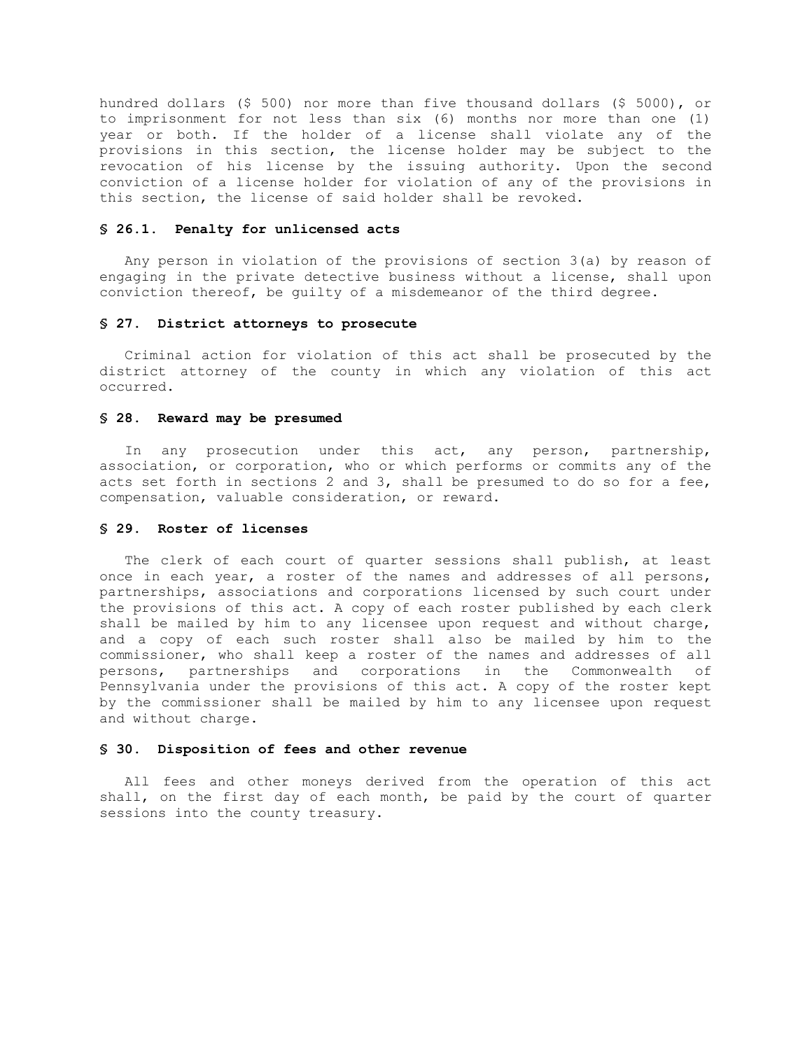hundred dollars ($ 500) nor more than five thousand dollars ($ 5000), or to imprisonment for not less than six (6) months nor more than one (1) year or both. If the holder of a license shall violate any of the provisions in this section, the license holder may be subject to the revocation of his license by the issuing authority. Upon the second conviction of a license holder for violation of any of the provisions in this section, the license of said holder shall be revoked.

**§ 26.1. Penalty for unlicensed acts**

Any person in violation of the provisions of section 3(a) by reason of engaging in the private detective business without a license, shall upon conviction thereof, be guilty of a misdemeanor of the third degree.

**§ 27. District attorneys to prosecute**

Criminal action for violation of this act shall be prosecuted by the district attorney of the county in which any violation of this act occurred.

**§ 28. Reward may be presumed**

In any prosecution under this act, any person, partnership, association, or corporation, who or which performs or commits any of the acts set forth in sections 2 and 3, shall be presumed to do so for a fee, compensation, valuable consideration, or reward.

**§ 29. Roster of licenses**

The clerk of each court of quarter sessions shall publish, at least once in each year, a roster of the names and addresses of all persons, partnerships, associations and corporations licensed by such court under the provisions of this act. A copy of each roster published by each clerk shall be mailed by him to any licensee upon request and without charge, and a copy of each such roster shall also be mailed by him to the commissioner, who shall keep a roster of the names and addresses of all persons, partnerships and corporations in the Commonwealth of Pennsylvania under the provisions of this act. A copy of the roster kept by the commissioner shall be mailed by him to any licensee upon request and without charge.

**§ 30. Disposition of fees and other revenue**

All fees and other moneys derived from the operation of this act shall, on the first day of each month, be paid by the court of quarter sessions into the county treasury.